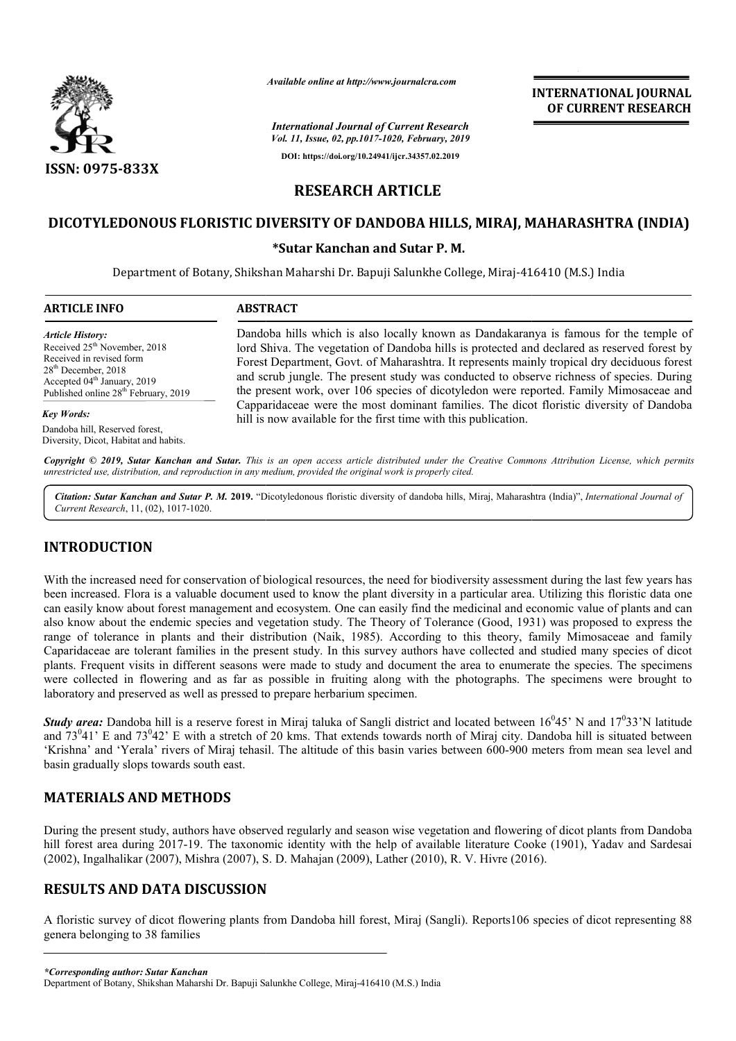*Available online at http://www.journalcra.com*

*International Journal of Current Research*
*Vol. 11, Issue, 02, pp.1017-1020, February, 2019*

**DOI: https://doi.org/10.24941/ijcr.34357.02.2019**

**INTERNATIONAL JOURNAL OF CURRENT RESEARCH**

**ISSN: 0975-833X**

## RESEARCH ARTICLE

# DICOTYLEDONOUS FLORISTIC DIVERSITY OF DANDOBA HILLS, MIRAJ, MAHARASHTRA (INDIA)

**\*Sutar Kanchan and Sutar P. M.**

Department of Botany, Shikshan Maharshi Dr. Bapuji Salunkhe College, Miraj-416410 (M.S.) India

**ARTICLE INFO**

*Article History:*
Received 25th November, 2018
Received in revised form 28th December, 2018
Accepted 04th January, 2019
Published online 28th February, 2019

*Key Words:*
Dandoba hill, Reserved forest, Diversity, Dicot, Habitat and habits.

**ABSTRACT**

Dandoba hills which is also locally known as Dandakaranya is famous for the temple of lord Shiva. The vegetation of Dandoba hills is protected and declared as reserved forest by Forest Department, Govt. of Maharashtra. It represents mainly tropical dry deciduous forest and scrub jungle. The present study was conducted to observe richness of species. During the present work, over 106 species of dicotyledon were reported. Family Mimosaceae and Capparidaceae were the most dominant families. The dicot floristic diversity of Dandoba hill is now available for the first time with this publication.

***Copyright © 2019, Sutar Kanchan and Sutar.*** *This is an open access article distributed under the Creative Commons Attribution License, which permits unrestricted use, distribution, and reproduction in any medium, provided the original work is properly cited.*

***Citation: Sutar Kanchan and Sutar P. M.* 2019.** "Dicotyledonous floristic diversity of dandoba hills, Miraj, Maharashtra (India)", *International Journal of Current Research*, 11, (02), 1017-1020.

## INTRODUCTION

With the increased need for conservation of biological resources, the need for biodiversity assessment during the last few years has been increased. Flora is a valuable document used to know the plant diversity in a particular area. Utilizing this floristic data one can easily know about forest management and ecosystem. One can easily find the medicinal and economic value of plants and can also know about the endemic species and vegetation study. The Theory of Tolerance (Good, 1931) was proposed to express the range of tolerance in plants and their distribution (Naik, 1985). According to this theory, family Mimosaceae and family Caparidaceae are tolerant families in the present study. In this survey authors have collected and studied many species of dicot plants. Frequent visits in different seasons were made to study and document the area to enumerate the species. The specimens were collected in flowering and as far as possible in fruiting along with the photographs. The specimens were brought to laboratory and preserved as well as pressed to prepare herbarium specimen.

***Study area:*** Dandoba hill is a reserve forest in Miraj taluka of Sangli district and located between $16^0 45'$ N and $17^0 33'$N latitude and $73^0 41'$ E and $73^0 42'$ E with a stretch of 20 kms. That extends towards north of Miraj city. Dandoba hill is situated between 'Krishna' and 'Yerala' rivers of Miraj tehasil. The altitude of this basin varies between 600-900 meters from mean sea level and basin gradually slops towards south east.

## MATERIALS AND METHODS

During the present study, authors have observed regularly and season wise vegetation and flowering of dicot plants from Dandoba hill forest area during 2017-19. The taxonomic identity with the help of available literature Cooke (1901), Yadav and Sardesai (2002), Ingalhalikar (2007), Mishra (2007), S. D. Mahajan (2009), Lather (2010), R. V. Hivre (2016).

## RESULTS AND DATA DISCUSSION

A floristic survey of dicot flowering plants from Dandoba hill forest, Miraj (Sangli). Reports106 species of dicot representing 88 genera belonging to 38 families

*\*Corresponding author: Sutar Kanchan*
Department of Botany, Shikshan Maharshi Dr. Bapuji Salunkhe College, Miraj-416410 (M.S.) India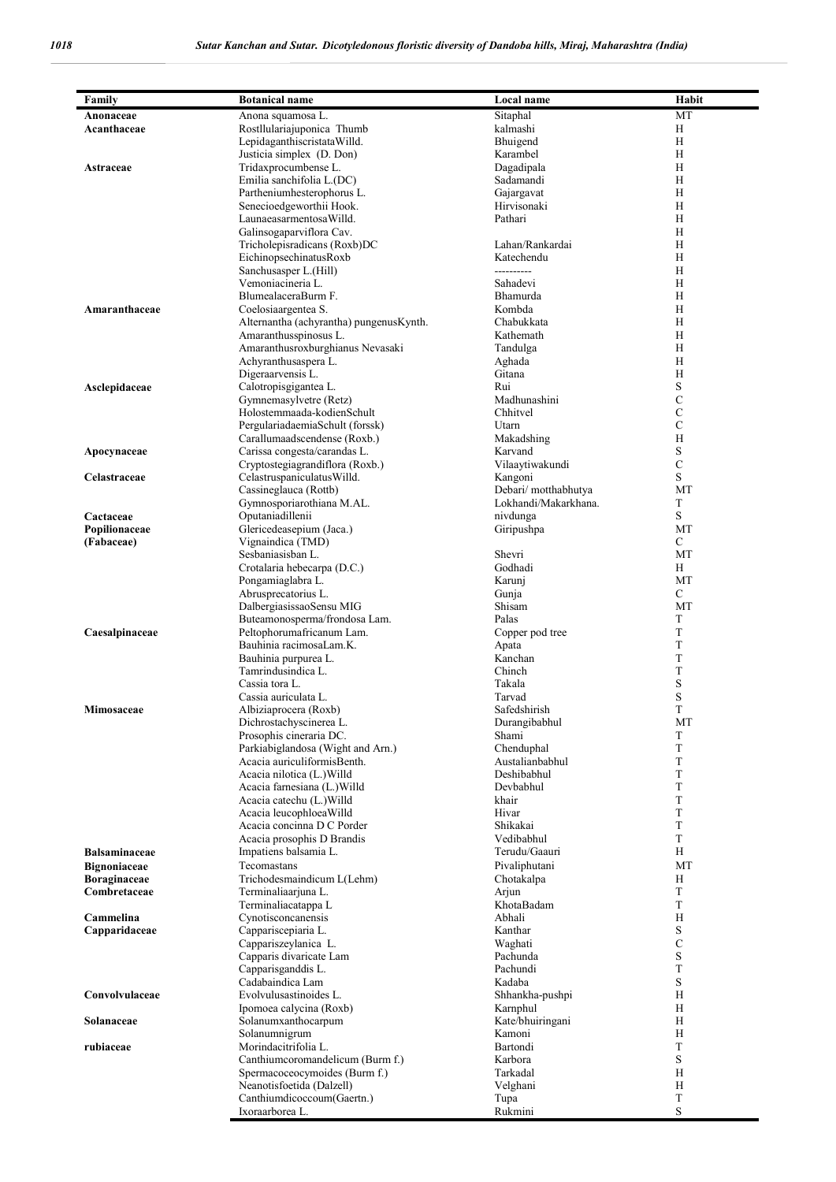| Family | Botanical name | Local name | Habit |
|---|---|---|---|
| **Anonaceae** | Anona squamosa L. | Sitaphal | MT |
| **Acanthaceae** | Rostllulariajuponica Thumb | kalmashi | H |
| | LepidaganthiscristataWilld. | Bhuigend | H |
| | Justicia simplex (D. Don) | Karambel | H |
| **Astraceae** | Tridaxprocumbense L. | Dagadipala | H |
| | Emilia sanchifolia L.(DC) | Sadamandi | H |
| | Partheniumhesterophorus L. | Gajargavat | H |
| | Senecioedgeworthii Hook. | Hirvisonaki | H |
| | LaunaeasarmentosaWilld. | Pathari | H |
| | Galinsogaparviflora Cav. | | H |
| | Tricholepisradicans (Roxb)DC | Lahan/Rankardai | H |
| | EichinopsechinatusRoxb | Katechendu | H |
| | Sanchusasper L.(Hill) | ---------- | H |
| | Vemoniacineria L. | Sahadevi | H |
| | BlumealaceraBurm F. | Bhamurda | H |
| **Amaranthaceae** | Coelosiaargentea S. | Kombda | H |
| | Alternantha (achyrantha) pungensKynth. | Chabukkata | H |
| | Amaranthusspinosus L. | Kathemath | H |
| | Amaranthusroxburghianus Nevasaki | Tandulga | H |
| | Achyranthusaspera L. | Aghada | H |
| | Digeraarvensis L. | Gitana | H |
| **Asclepidaceae** | Calotropisgigantea L. | Rui | S |
| | Gymnemasylvetre (Retz) | Madhunashini | C |
| | Holostemmaada-kodienSchult | Chhitvel | C |
| | PergulariadaemiaSchult (forssk) | Utarn | C |
| | Carallumaadscendense (Roxb.) | Makadshing | H |
| **Apocynaceae** | Carissa congesta/carandas L. | Karvand | S |
| | Cryptostegiagrandiflora (Roxb.) | Vilaaytiwakundi | C |
| **Celastraceae** | CelastruspaniculatusWilld. | Kangoni | S |
| | Cassineglauca (Rottb) | Debari/ motthabhutya | MT |
| | Gymnosporiarothiana M.AL. | Lokhandi/Makarkhana. | T |
| **Cactaceae** | Oputaniadillenii | nivdunga | S |
| **Popilionaceae** | Glericedeasepium (Jaca.) | Giripushpa | MT |
| **(Fabaceae)** | Vignaindica (TMD) | | C |
| | Sesbaniasisban L. | Shevri | MT |
| | Crotalaria hebecarpa (D.C.) | Godhadi | H |
| | Pongamiaglabra L. | Karunj | MT |
| | Abrusprecatorius L. | Gunja | C |
| | DalbergiasissaoSensu MIG | Shisam | MT |
| | Buteamonosperma/frondosa Lam. | Palas | T |
| **Caesalpinaceae** | Peltophorumafricanum Lam. | Copper pod tree | T |
| | Bauhinia racimosaLam.K. | Apata | T |
| | Bauhinia purpurea L. | Kanchan | T |
| | Tamrindusindica L. | Chinch | T |
| | Cassia tora L. | Takala | S |
| | Cassia auriculata L. | Tarvad | S |
| **Mimosaceae** | Albiziaprocera (Roxb) | Safedshirish | T |
| | Dichrostachyscinerea L. | Durangibabhul | MT |
| | Prosophis cineraria DC. | Shami | T |
| | Parkiabiglandosa (Wight and Arn.) | Chenduphal | T |
| | Acacia auriculiformisBenth. | Austalianbabhul | T |
| | Acacia nilotica (L.)Willd | Deshibabhul | T |
| | Acacia farnesiana (L.)Willd | Devbabhul | T |
| | Acacia catechu (L.)Willd | khair | T |
| | Acacia leucophloeaWilld | Hivar | T |
| | Acacia concinna D C Porder | Shikakai | T |
| | Acacia prosophis D Brandis | Vedibabhul | T |
| **Balsaminaceae** | Impatiens balsamia L. | Terudu/Gaauri | H |
| **Bignoniaceae** | Tecomastans | Pivaliphutani | MT |
| **Boraginaceae** | Trichodesmaindicum L(Lehm) | Chotakalpa | H |
| **Combretaceae** | Terminaliaarjuna L. | Arjun | T |
| | Terminaliacatappa L | KhotaBadam | T |
| **Cammelina** | Cynotisconcanensis | Abhali | H |
| **Capparidaceae** | Capparisсepiaria L. | Kanthar | S |
| | Cappariszeylanica L. | Waghati | C |
| | Capparis divaricate Lam | Pachunda | S |
| | Capparisganddis L. | Pachundi | T |
| | Cadabaindica Lam | Kadaba | S |
| **Convolvulaceae** | Evolvulusastinoides L. | Shhankha-pushpi | H |
| | Ipomoea calycina (Roxb) | Karnphul | H |
| **Solanaceae** | Solanumxanthocarpum | Kate/bhuiringani | H |
| | Solanumnigrum | Kamoni | H |
| **rubiaceae** | Morindacitrifolia L. | Bartondi | T |
| | Canthiumcoromandelicum (Burm f.) | Karbora | S |
| | Spermacoceocymoides (Burm f.) | Tarkadal | H |
| | Neanotisfoetida (Dalzell) | Velghani | H |
| | Canthiumdicoccoum(Gaertn.) | Tupa | T |
| | Ixoraarborea L. | Rukmini | S |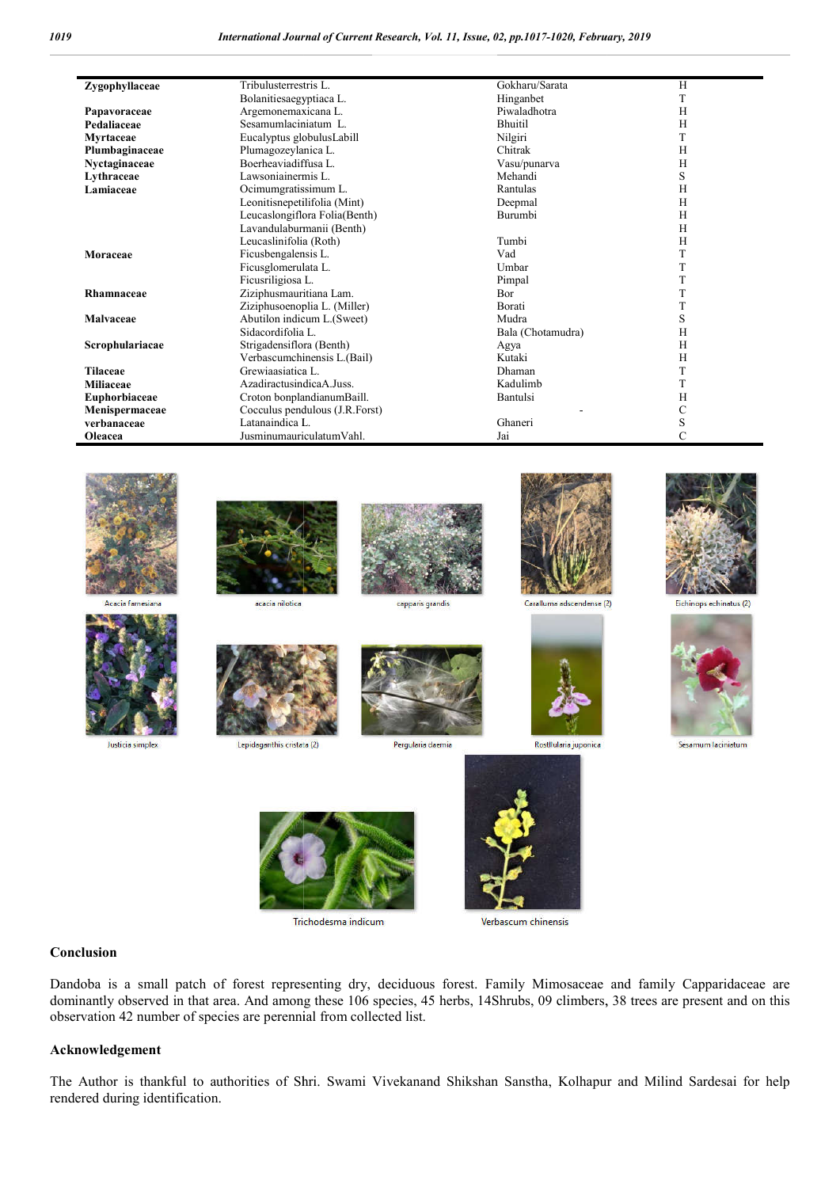| | | | |
|---|---|---|---|
| **Zygophyllaceae** | Tribulusterrestris L. | Gokharu/Sarata | H |
| | Bolanitiesaegyptiaca L. | Hinganbet | T |
| **Papavoraceae** | Argemonemaxicana L. | Piwaladhotra | H |
| **Pedaliaceae** | Sesamumlaciniatum L. | Bhuitil | H |
| **Myrtaceae** | Eucalyptus globulusLabill | Nilgiri | T |
| **Plumbaginaceae** | Plumagozeylanica L. | Chitrak | H |
| **Nyctaginaceae** | Boerheaviadiffusa L. | Vasu/punarva | H |
| **Lythraceae** | Lawsoniainermis L. | Mehandi | S |
| **Lamiaceae** | Ocimumgratissimum L. | Rantulas | H |
| | Leonitisnepetilifolia (Mint) | Deepmal | H |
| | Leucaslongiflora Folia(Benth) | Burumbi | H |
| | Lavandulaburmanii (Benth) | | H |
| | Leucaslinifolia (Roth) | Tumbi | H |
| **Moraceae** | Ficusbengalensis L. | Vad | T |
| | Ficusglomerulata L. | Umbar | T |
| | Ficusriligiosa L. | Pimpal | T |
| **Rhamnaceae** | Ziziphusmauritiana Lam. | Bor | T |
| | Ziziphusoenoplia L. (Miller) | Borati | T |
| **Malvaceae** | Abutilon indicum L.(Sweet) | Mudra | S |
| | Sidacordifolia L. | Bala (Chotamudra) | H |
| **Scrophulariaceae** | Strigadensiflora (Benth) | Agya | H |
| | Verbascumchinensis L.(Bail) | Kutaki | H |
| **Tilaceae** | Grewiaasiatica L. | Dhaman | T |
| **Miliaceae** | AzadiractusindicaA.Juss. | Kadulimb | T |
| **Euphorbiaceae** | Croton bonplandianumBaill. | Bantulsi | H |
| **Menispermaceae** | Cocculus pendulous (J.R.Forst) | - | C |
| **verbanaceae** | Latanaindica L. | Ghaneri | S |
| **Oleacea** | JusminumauriculatumVahl. | Jai | C |

Acacia farnesiana

acacia nilotica

capparis grandis

Caralluma adscendense (2)

Echinops echinatus (2)

Justicia simplex

Lepidaganthis cristata (2)

Pergularia daemia

Rostllularia juponica

Sesamum laciniatum

Trichodesma indicum

Verbascum chinensis

## Conclusion

Dandoba is a small patch of forest representing dry, deciduous forest. Family Mimosaceae and family Capparidaceae are dominantly observed in that area. And among these 106 species, 45 herbs, 14Shrubs, 09 climbers, 38 trees are present and on this observation 42 number of species are perennial from collected list.

## Acknowledgement

The Author is thankful to authorities of Shri. Swami Vivekanand Shikshan Sanstha, Kolhapur and Milind Sardesai for help rendered during identification.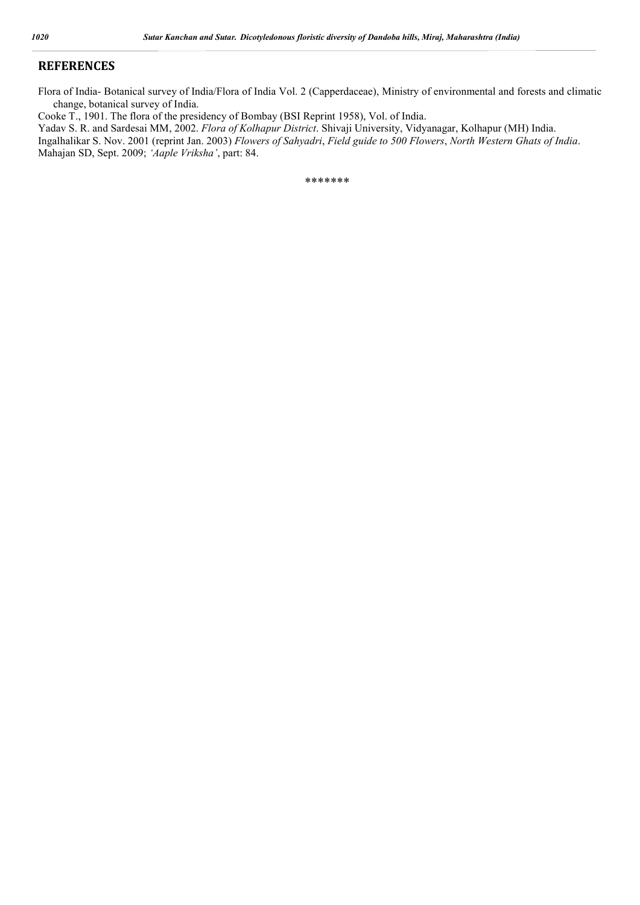## REFERENCES

Flora of India- Botanical survey of India/Flora of India Vol. 2 (Capperdaceae), Ministry of environmental and forests and climatic change, botanical survey of India.

Cooke T., 1901. The flora of the presidency of Bombay (BSI Reprint 1958), Vol. of India.

Yadav S. R. and Sardesai MM, 2002. *Flora of Kolhapur District*. Shivaji University, Vidyanagar, Kolhapur (MH) India.

Ingalhalikar S. Nov. 2001 (reprint Jan. 2003) *Flowers of Sahyadri*, *Field guide to 500 Flowers*, *North Western Ghats of India*.

Mahajan SD, Sept. 2009; *'Aaple Vriksha'*, part: 84.

*******